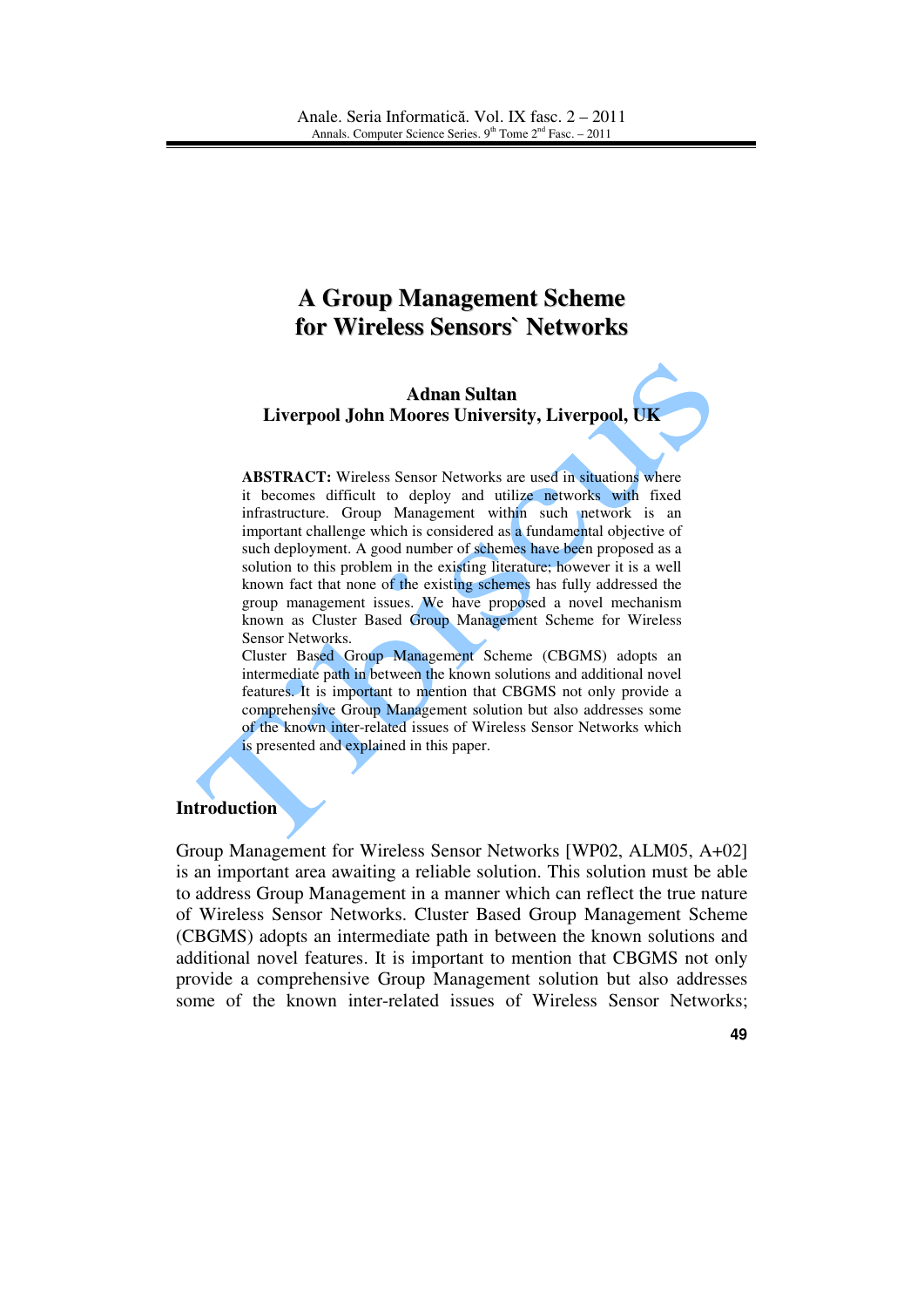# A Group Management Scheme for Wireless Sensors` Networks

**Adnan Sultan**
**Liverpool John Moores University, Liverpool, UK**

**ABSTRACT:** Wireless Sensor Networks are used in situations where it becomes difficult to deploy and utilize networks with fixed infrastructure. Group Management within such network is an important challenge which is considered as a fundamental objective of such deployment. A good number of schemes have been proposed as a solution to this problem in the existing literature; however it is a well known fact that none of the existing schemes has fully addressed the group management issues. We have proposed a novel mechanism known as Cluster Based Group Management Scheme for Wireless Sensor Networks.
Cluster Based Group Management Scheme (CBGMS) adopts an intermediate path in between the known solutions and additional novel features. It is important to mention that CBGMS not only provide a comprehensive Group Management solution but also addresses some of the known inter-related issues of Wireless Sensor Networks which is presented and explained in this paper.

## Introduction

Group Management for Wireless Sensor Networks [WP02, ALM05, A+02] is an important area awaiting a reliable solution. This solution must be able to address Group Management in a manner which can reflect the true nature of Wireless Sensor Networks. Cluster Based Group Management Scheme (CBGMS) adopts an intermediate path in between the known solutions and additional novel features. It is important to mention that CBGMS not only provide a comprehensive Group Management solution but also addresses some of the known inter-related issues of Wireless Sensor Networks;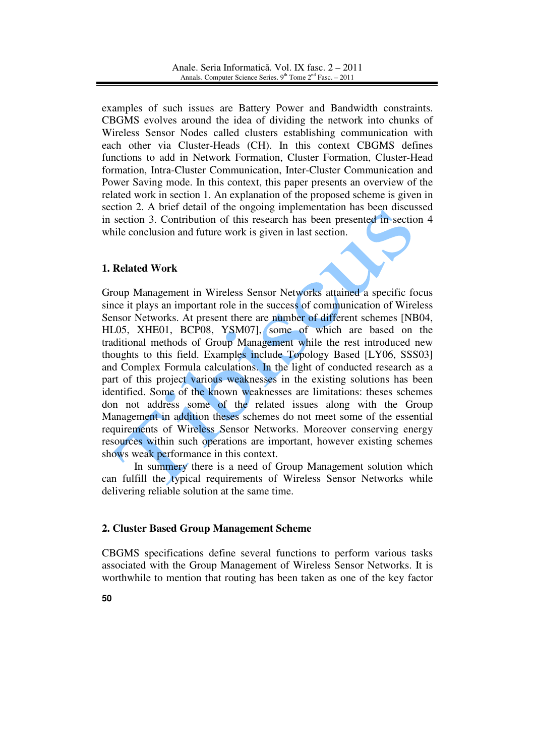examples of such issues are Battery Power and Bandwidth constraints. CBGMS evolves around the idea of dividing the network into chunks of Wireless Sensor Nodes called clusters establishing communication with each other via Cluster-Heads (CH). In this context CBGMS defines functions to add in Network Formation, Cluster Formation, Cluster-Head formation, Intra-Cluster Communication, Inter-Cluster Communication and Power Saving mode. In this context, this paper presents an overview of the related work in section 1. An explanation of the proposed scheme is given in section 2. A brief detail of the ongoing implementation has been discussed in section 3. Contribution of this research has been presented in section 4 while conclusion and future work is given in last section.

## 1. Related Work

Group Management in Wireless Sensor Networks attained a specific focus since it plays an important role in the success of communication of Wireless Sensor Networks. At present there are number of different schemes [NB04, HL05, XHE01, BCP08, YSM07], some of which are based on the traditional methods of Group Management while the rest introduced new thoughts to this field. Examples include Topology Based [LY06, SSS03] and Complex Formula calculations. In the light of conducted research as a part of this project various weaknesses in the existing solutions has been identified. Some of the known weaknesses are limitations: theses schemes don not address some of the related issues along with the Group Management in addition theses schemes do not meet some of the essential requirements of Wireless Sensor Networks. Moreover conserving energy resources within such operations are important, however existing schemes shows weak performance in this context.

In summery there is a need of Group Management solution which can fulfill the typical requirements of Wireless Sensor Networks while delivering reliable solution at the same time.

## 2. Cluster Based Group Management Scheme

CBGMS specifications define several functions to perform various tasks associated with the Group Management of Wireless Sensor Networks. It is worthwhile to mention that routing has been taken as one of the key factor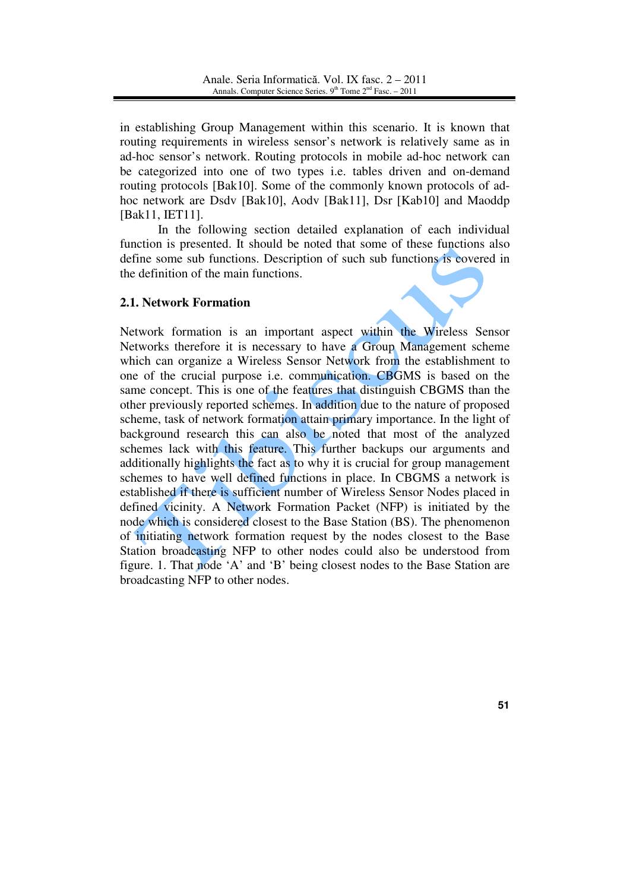in establishing Group Management within this scenario. It is known that routing requirements in wireless sensor's network is relatively same as in ad-hoc sensor's network. Routing protocols in mobile ad-hoc network can be categorized into one of two types i.e. tables driven and on-demand routing protocols [Bak10]. Some of the commonly known protocols of ad-hoc network are Dsdv [Bak10], Aodv [Bak11], Dsr [Kab10] and Maoddp [Bak11, IET11].

In the following section detailed explanation of each individual function is presented. It should be noted that some of these functions also define some sub functions. Description of such sub functions is covered in the definition of the main functions.

### 2.1. Network Formation

Network formation is an important aspect within the Wireless Sensor Networks therefore it is necessary to have a Group Management scheme which can organize a Wireless Sensor Network from the establishment to one of the crucial purpose i.e. communication. CBGMS is based on the same concept. This is one of the features that distinguish CBGMS than the other previously reported schemes. In addition due to the nature of proposed scheme, task of network formation attain primary importance. In the light of background research this can also be noted that most of the analyzed schemes lack with this feature. This further backups our arguments and additionally highlights the fact as to why it is crucial for group management schemes to have well defined functions in place. In CBGMS a network is established if there is sufficient number of Wireless Sensor Nodes placed in defined vicinity. A Network Formation Packet (NFP) is initiated by the node which is considered closest to the Base Station (BS). The phenomenon of initiating network formation request by the nodes closest to the Base Station broadcasting NFP to other nodes could also be understood from figure. 1. That node 'A' and 'B' being closest nodes to the Base Station are broadcasting NFP to other nodes.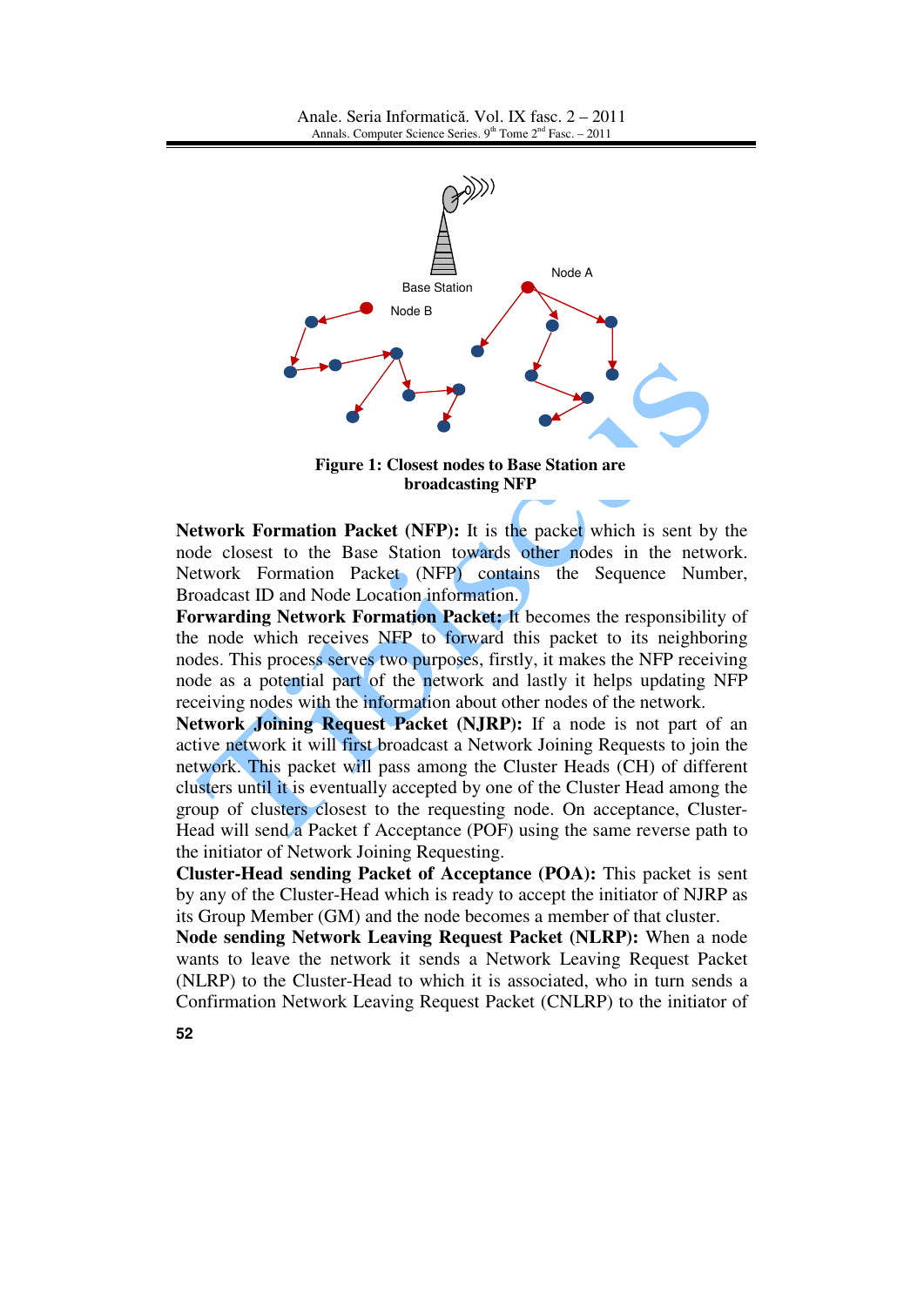**Figure 1: Closest nodes to Base Station are broadcasting NFP**

**Network Formation Packet (NFP):** It is the packet which is sent by the node closest to the Base Station towards other nodes in the network. Network Formation Packet (NFP) contains the Sequence Number, Broadcast ID and Node Location information.

**Forwarding Network Formation Packet:** It becomes the responsibility of the node which receives NFP to forward this packet to its neighboring nodes. This process serves two purposes, firstly, it makes the NFP receiving node as a potential part of the network and lastly it helps updating NFP receiving nodes with the information about other nodes of the network.

**Network Joining Request Packet (NJRP):** If a node is not part of an active network it will first broadcast a Network Joining Requests to join the network. This packet will pass among the Cluster Heads (CH) of different clusters until it is eventually accepted by one of the Cluster Head among the group of clusters closest to the requesting node. On acceptance, Cluster-Head will send a Packet f Acceptance (POF) using the same reverse path to the initiator of Network Joining Requesting.

**Cluster-Head sending Packet of Acceptance (POA):** This packet is sent by any of the Cluster-Head which is ready to accept the initiator of NJRP as its Group Member (GM) and the node becomes a member of that cluster.

**Node sending Network Leaving Request Packet (NLRP):** When a node wants to leave the network it sends a Network Leaving Request Packet (NLRP) to the Cluster-Head to which it is associated, who in turn sends a Confirmation Network Leaving Request Packet (CNLRP) to the initiator of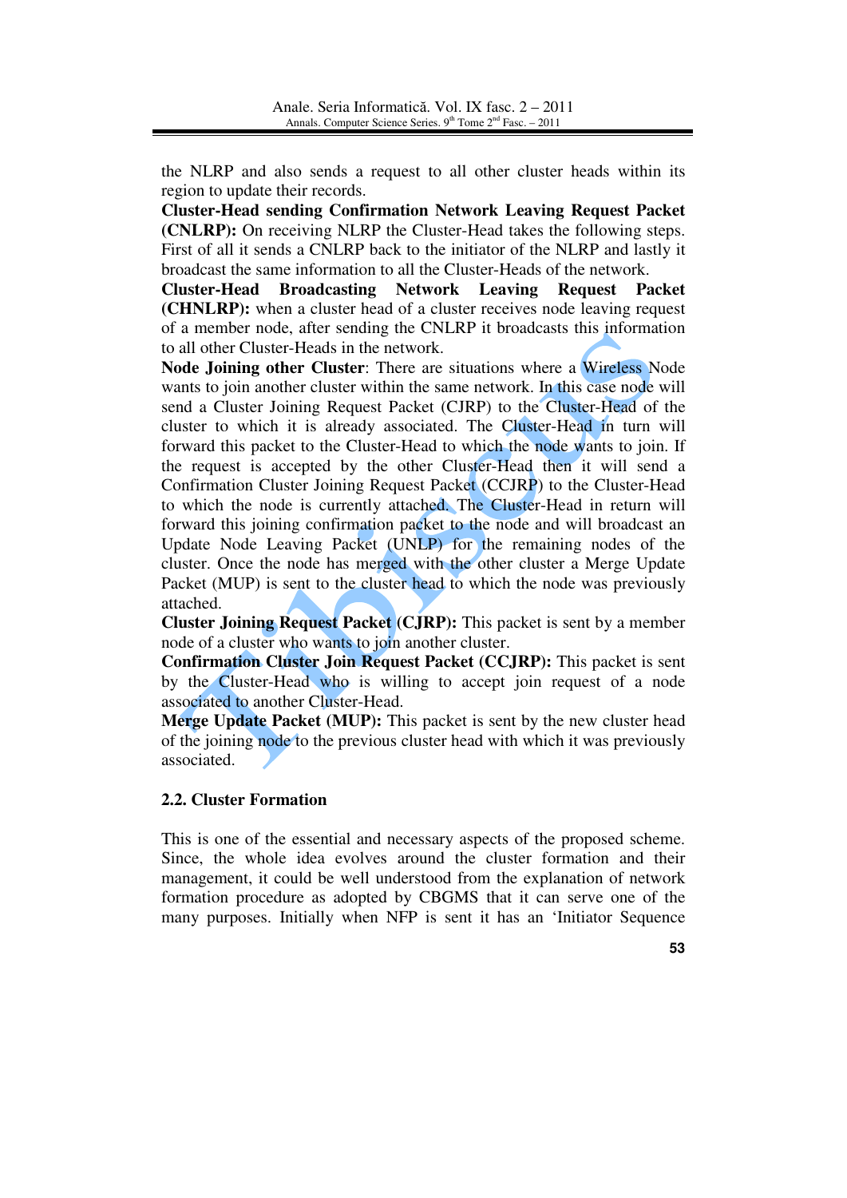the NLRP and also sends a request to all other cluster heads within its region to update their records.

**Cluster-Head sending Confirmation Network Leaving Request Packet (CNLRP):** On receiving NLRP the Cluster-Head takes the following steps. First of all it sends a CNLRP back to the initiator of the NLRP and lastly it broadcast the same information to all the Cluster-Heads of the network.

**Cluster-Head Broadcasting Network Leaving Request Packet (CHNLRP):** when a cluster head of a cluster receives node leaving request of a member node, after sending the CNLRP it broadcasts this information to all other Cluster-Heads in the network.

**Node Joining other Cluster**: There are situations where a Wireless Node wants to join another cluster within the same network. In this case node will send a Cluster Joining Request Packet (CJRP) to the Cluster-Head of the cluster to which it is already associated. The Cluster-Head in turn will forward this packet to the Cluster-Head to which the node wants to join. If the request is accepted by the other Cluster-Head then it will send a Confirmation Cluster Joining Request Packet (CCJRP) to the Cluster-Head to which the node is currently attached. The Cluster-Head in return will forward this joining confirmation packet to the node and will broadcast an Update Node Leaving Packet (UNLP) for the remaining nodes of the cluster. Once the node has merged with the other cluster a Merge Update Packet (MUP) is sent to the cluster head to which the node was previously attached.

**Cluster Joining Request Packet (CJRP):** This packet is sent by a member node of a cluster who wants to join another cluster.

**Confirmation Cluster Join Request Packet (CCJRP):** This packet is sent by the Cluster-Head who is willing to accept join request of a node associated to another Cluster-Head.

**Merge Update Packet (MUP):** This packet is sent by the new cluster head of the joining node to the previous cluster head with which it was previously associated.

### 2.2. Cluster Formation

This is one of the essential and necessary aspects of the proposed scheme. Since, the whole idea evolves around the cluster formation and their management, it could be well understood from the explanation of network formation procedure as adopted by CBGMS that it can serve one of the many purposes. Initially when NFP is sent it has an 'Initiator Sequence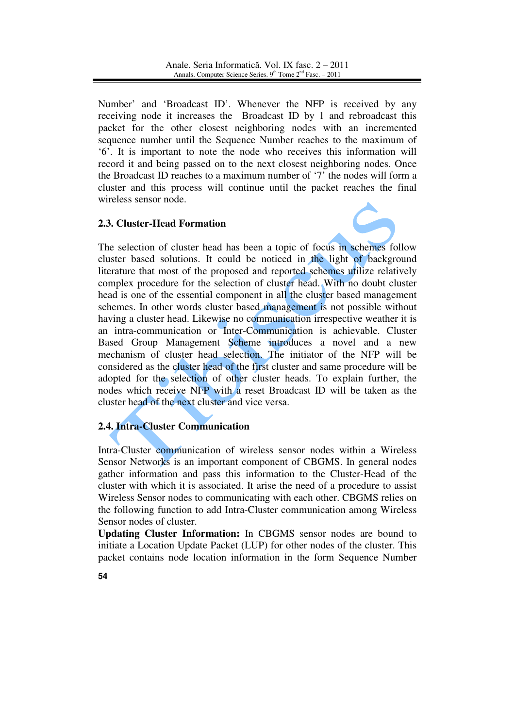Number' and 'Broadcast ID'. Whenever the NFP is received by any receiving node it increases the Broadcast ID by 1 and rebroadcast this packet for the other closest neighboring nodes with an incremented sequence number until the Sequence Number reaches to the maximum of '6'. It is important to note the node who receives this information will record it and being passed on to the next closest neighboring nodes. Once the Broadcast ID reaches to a maximum number of '7' the nodes will form a cluster and this process will continue until the packet reaches the final wireless sensor node.

### 2.3. Cluster-Head Formation

The selection of cluster head has been a topic of focus in schemes follow cluster based solutions. It could be noticed in the light of background literature that most of the proposed and reported schemes utilize relatively complex procedure for the selection of cluster head. With no doubt cluster head is one of the essential component in all the cluster based management schemes. In other words cluster based management is not possible without having a cluster head. Likewise no communication irrespective weather it is an intra-communication or Inter-Communication is achievable. Cluster Based Group Management Scheme introduces a novel and a new mechanism of cluster head selection. The initiator of the NFP will be considered as the cluster head of the first cluster and same procedure will be adopted for the selection of other cluster heads. To explain further, the nodes which receive NFP with a reset Broadcast ID will be taken as the cluster head of the next cluster and vice versa.

### 2.4. Intra-Cluster Communication

Intra-Cluster communication of wireless sensor nodes within a Wireless Sensor Networks is an important component of CBGMS. In general nodes gather information and pass this information to the Cluster-Head of the cluster with which it is associated. It arise the need of a procedure to assist Wireless Sensor nodes to communicating with each other. CBGMS relies on the following function to add Intra-Cluster communication among Wireless Sensor nodes of cluster.

**Updating Cluster Information:** In CBGMS sensor nodes are bound to initiate a Location Update Packet (LUP) for other nodes of the cluster. This packet contains node location information in the form Sequence Number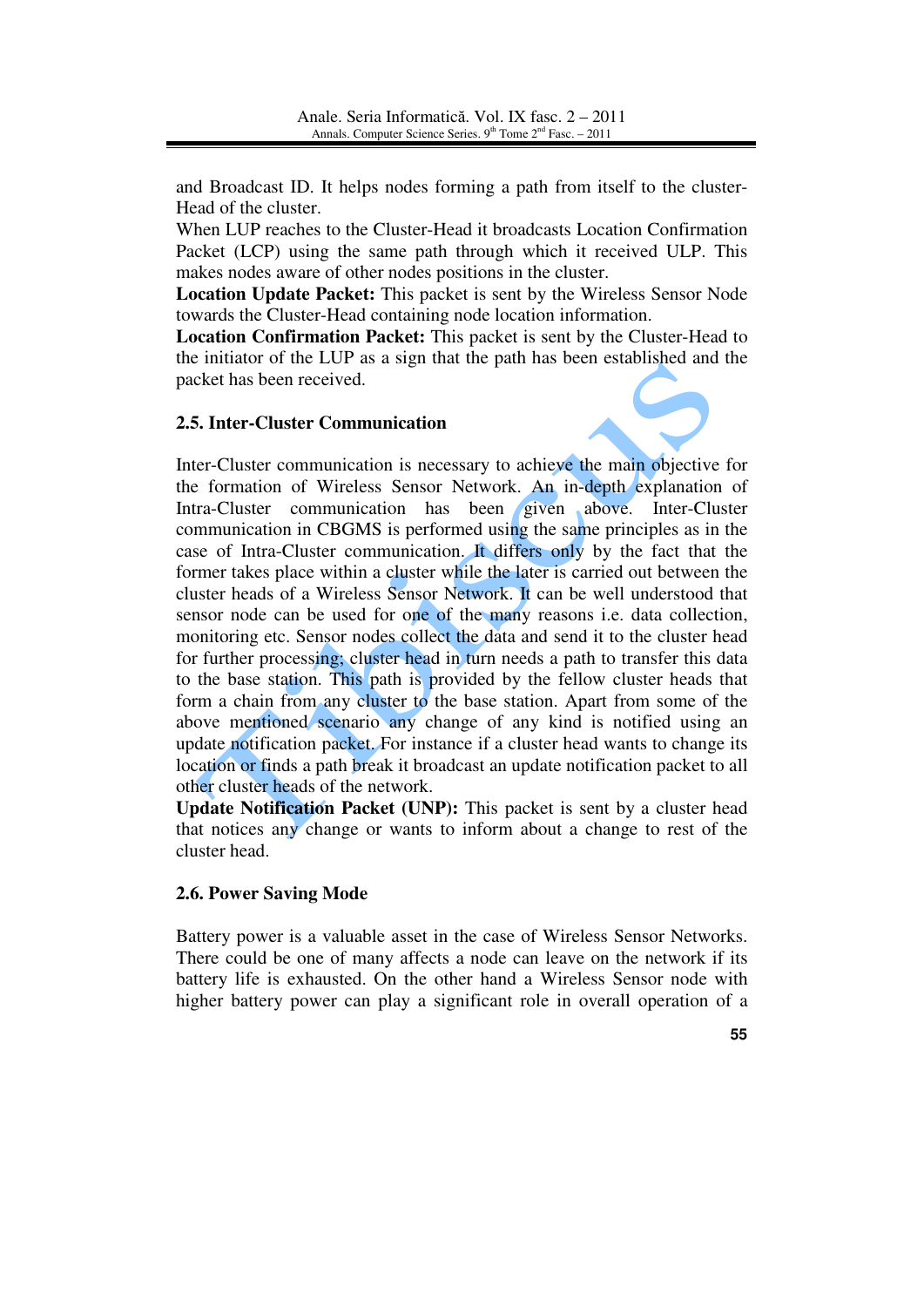and Broadcast ID. It helps nodes forming a path from itself to the cluster-Head of the cluster.

When LUP reaches to the Cluster-Head it broadcasts Location Confirmation Packet (LCP) using the same path through which it received ULP. This makes nodes aware of other nodes positions in the cluster.

**Location Update Packet:** This packet is sent by the Wireless Sensor Node towards the Cluster-Head containing node location information.

**Location Confirmation Packet:** This packet is sent by the Cluster-Head to the initiator of the LUP as a sign that the path has been established and the packet has been received.

### 2.5. Inter-Cluster Communication

Inter-Cluster communication is necessary to achieve the main objective for the formation of Wireless Sensor Network. An in-depth explanation of Intra-Cluster communication has been given above. Inter-Cluster communication in CBGMS is performed using the same principles as in the case of Intra-Cluster communication. It differs only by the fact that the former takes place within a cluster while the later is carried out between the cluster heads of a Wireless Sensor Network. It can be well understood that sensor node can be used for one of the many reasons i.e. data collection, monitoring etc. Sensor nodes collect the data and send it to the cluster head for further processing; cluster head in turn needs a path to transfer this data to the base station. This path is provided by the fellow cluster heads that form a chain from any cluster to the base station. Apart from some of the above mentioned scenario any change of any kind is notified using an update notification packet. For instance if a cluster head wants to change its location or finds a path break it broadcast an update notification packet to all other cluster heads of the network.

**Update Notification Packet (UNP):** This packet is sent by a cluster head that notices any change or wants to inform about a change to rest of the cluster head.

### 2.6. Power Saving Mode

Battery power is a valuable asset in the case of Wireless Sensor Networks. There could be one of many affects a node can leave on the network if its battery life is exhausted. On the other hand a Wireless Sensor node with higher battery power can play a significant role in overall operation of a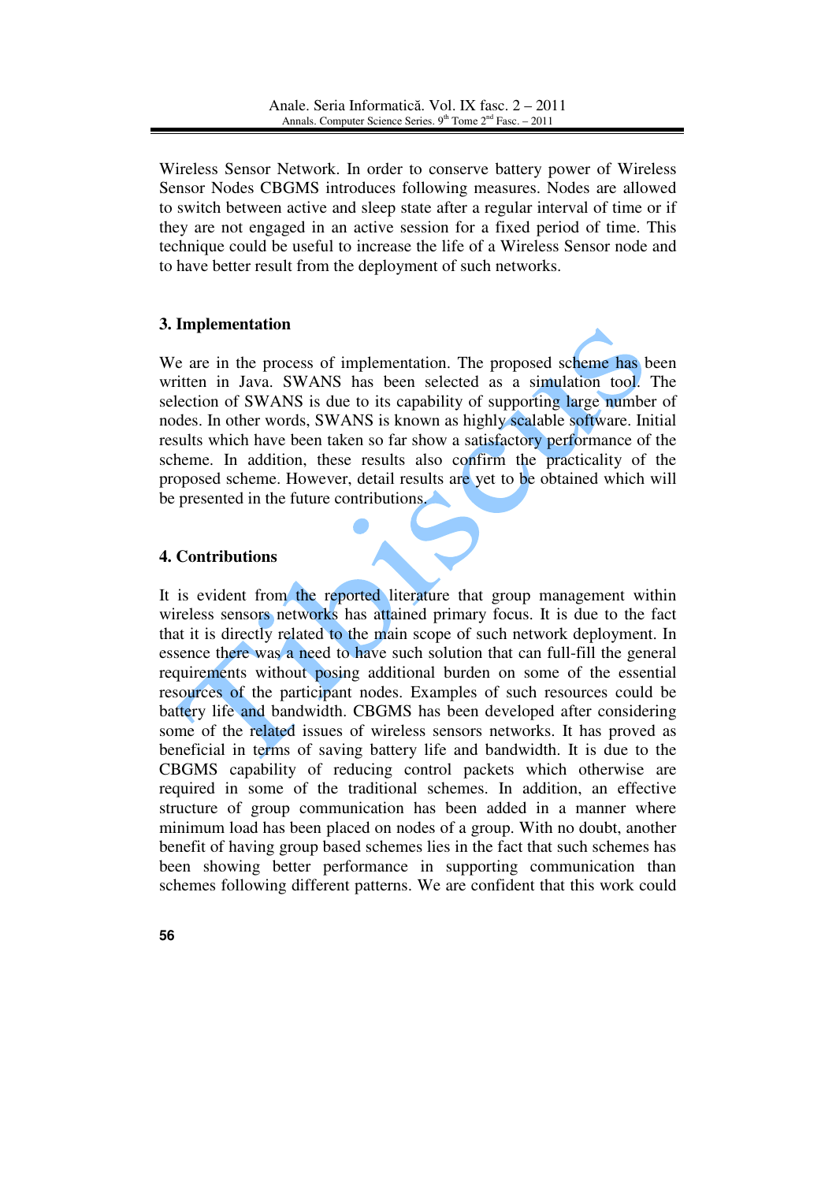Wireless Sensor Network. In order to conserve battery power of Wireless Sensor Nodes CBGMS introduces following measures. Nodes are allowed to switch between active and sleep state after a regular interval of time or if they are not engaged in an active session for a fixed period of time. This technique could be useful to increase the life of a Wireless Sensor node and to have better result from the deployment of such networks.

## 3. Implementation

We are in the process of implementation. The proposed scheme has been written in Java. SWANS has been selected as a simulation tool. The selection of SWANS is due to its capability of supporting large number of nodes. In other words, SWANS is known as highly scalable software. Initial results which have been taken so far show a satisfactory performance of the scheme. In addition, these results also confirm the practicality of the proposed scheme. However, detail results are yet to be obtained which will be presented in the future contributions.

## 4. Contributions

It is evident from the reported literature that group management within wireless sensors networks has attained primary focus. It is due to the fact that it is directly related to the main scope of such network deployment. In essence there was a need to have such solution that can full-fill the general requirements without posing additional burden on some of the essential resources of the participant nodes. Examples of such resources could be battery life and bandwidth. CBGMS has been developed after considering some of the related issues of wireless sensors networks. It has proved as beneficial in terms of saving battery life and bandwidth. It is due to the CBGMS capability of reducing control packets which otherwise are required in some of the traditional schemes. In addition, an effective structure of group communication has been added in a manner where minimum load has been placed on nodes of a group. With no doubt, another benefit of having group based schemes lies in the fact that such schemes has been showing better performance in supporting communication than schemes following different patterns. We are confident that this work could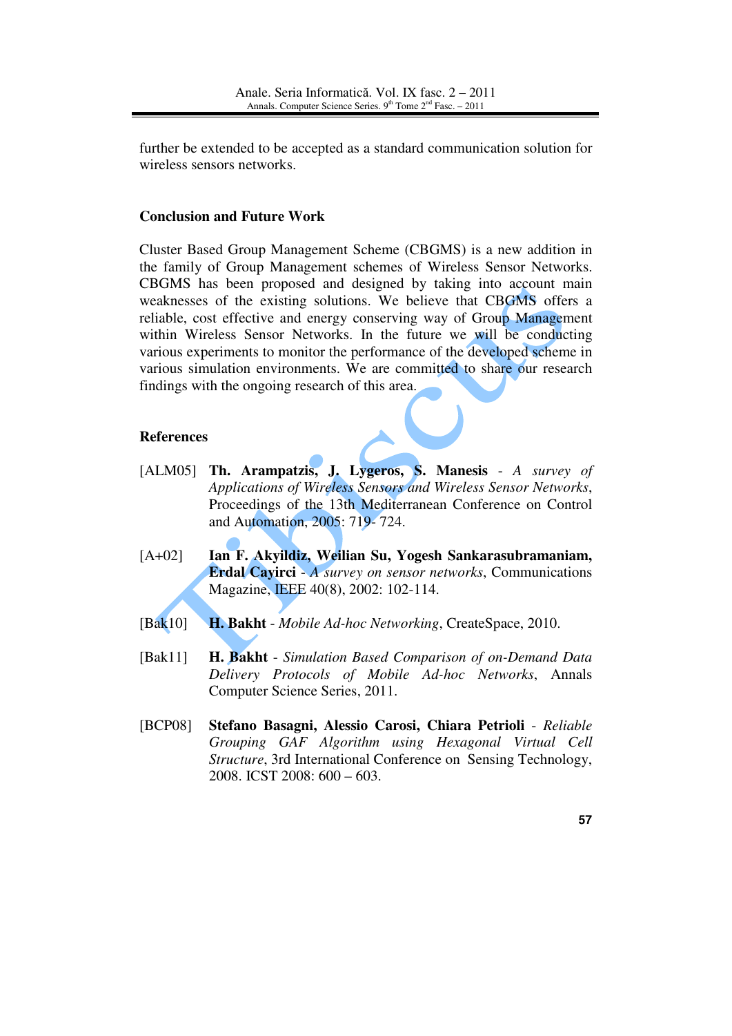further be extended to be accepted as a standard communication solution for wireless sensors networks.

## Conclusion and Future Work

Cluster Based Group Management Scheme (CBGMS) is a new addition in the family of Group Management schemes of Wireless Sensor Networks. CBGMS has been proposed and designed by taking into account main weaknesses of the existing solutions. We believe that CBGMS offers a reliable, cost effective and energy conserving way of Group Management within Wireless Sensor Networks. In the future we will be conducting various experiments to monitor the performance of the developed scheme in various simulation environments. We are committed to share our research findings with the ongoing research of this area.

## References

[ALM05] **Th. Arampatzis, J. Lygeros, S. Manesis** - *A survey of Applications of Wireless Sensors and Wireless Sensor Networks*, Proceedings of the 13th Mediterranean Conference on Control and Automation, 2005: 719- 724.

[A+02] **Ian F. Akyildiz, Weilian Su, Yogesh Sankarasubramaniam, Erdal Cayirci** - *A survey on sensor networks*, Communications Magazine, IEEE 40(8), 2002: 102-114.

[Bak10] **H. Bakht** - *Mobile Ad-hoc Networking*, CreateSpace, 2010.

[Bak11] **H. Bakht** - *Simulation Based Comparison of on-Demand Data Delivery Protocols of Mobile Ad-hoc Networks*, Annals Computer Science Series, 2011.

[BCP08] **Stefano Basagni, Alessio Carosi, Chiara Petrioli** - *Reliable Grouping GAF Algorithm using Hexagonal Virtual Cell Structure*, 3rd International Conference on Sensing Technology, 2008. ICST 2008: 600 – 603.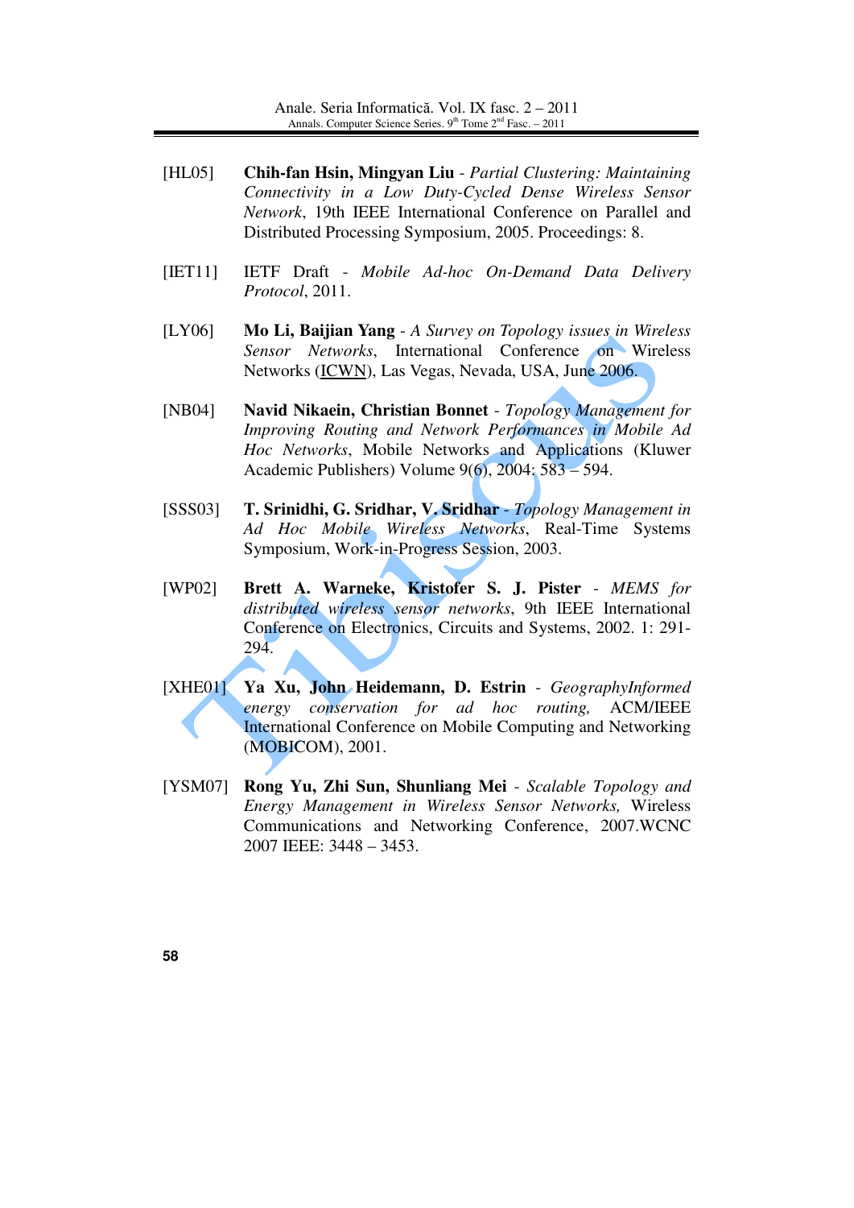[HL05] **Chih-fan Hsin, Mingyan Liu** - *Partial Clustering: Maintaining Connectivity in a Low Duty-Cycled Dense Wireless Sensor Network*, 19th IEEE International Conference on Parallel and Distributed Processing Symposium, 2005. Proceedings: 8.

[IET11] IETF Draft - *Mobile Ad-hoc On-Demand Data Delivery Protocol*, 2011.

[LY06] **Mo Li, Baijian Yang** - *A Survey on Topology issues in Wireless Sensor Networks*, International Conference on Wireless Networks (ICWN), Las Vegas, Nevada, USA, June 2006.

[NB04] **Navid Nikaein, Christian Bonnet** - *Topology Management for Improving Routing and Network Performances in Mobile Ad Hoc Networks*, Mobile Networks and Applications (Kluwer Academic Publishers) Volume 9(6), 2004: 583 – 594.

[SSS03] **T. Srinidhi, G. Sridhar, V. Sridhar** - *Topology Management in Ad Hoc Mobile Wireless Networks*, Real-Time Systems Symposium, Work-in-Progress Session, 2003.

[WP02] **Brett A. Warneke, Kristofer S. J. Pister** - *MEMS for distributed wireless sensor networks*, 9th IEEE International Conference on Electronics, Circuits and Systems, 2002. 1: 291-294.

[XHE01] **Ya Xu, John Heidemann, D. Estrin** - *GeographyInformed energy conservation for ad hoc routing,* ACM/IEEE International Conference on Mobile Computing and Networking (MOBICOM), 2001.

[YSM07] **Rong Yu, Zhi Sun, Shunliang Mei** - *Scalable Topology and Energy Management in Wireless Sensor Networks,* Wireless Communications and Networking Conference, 2007.WCNC 2007 IEEE: 3448 – 3453.